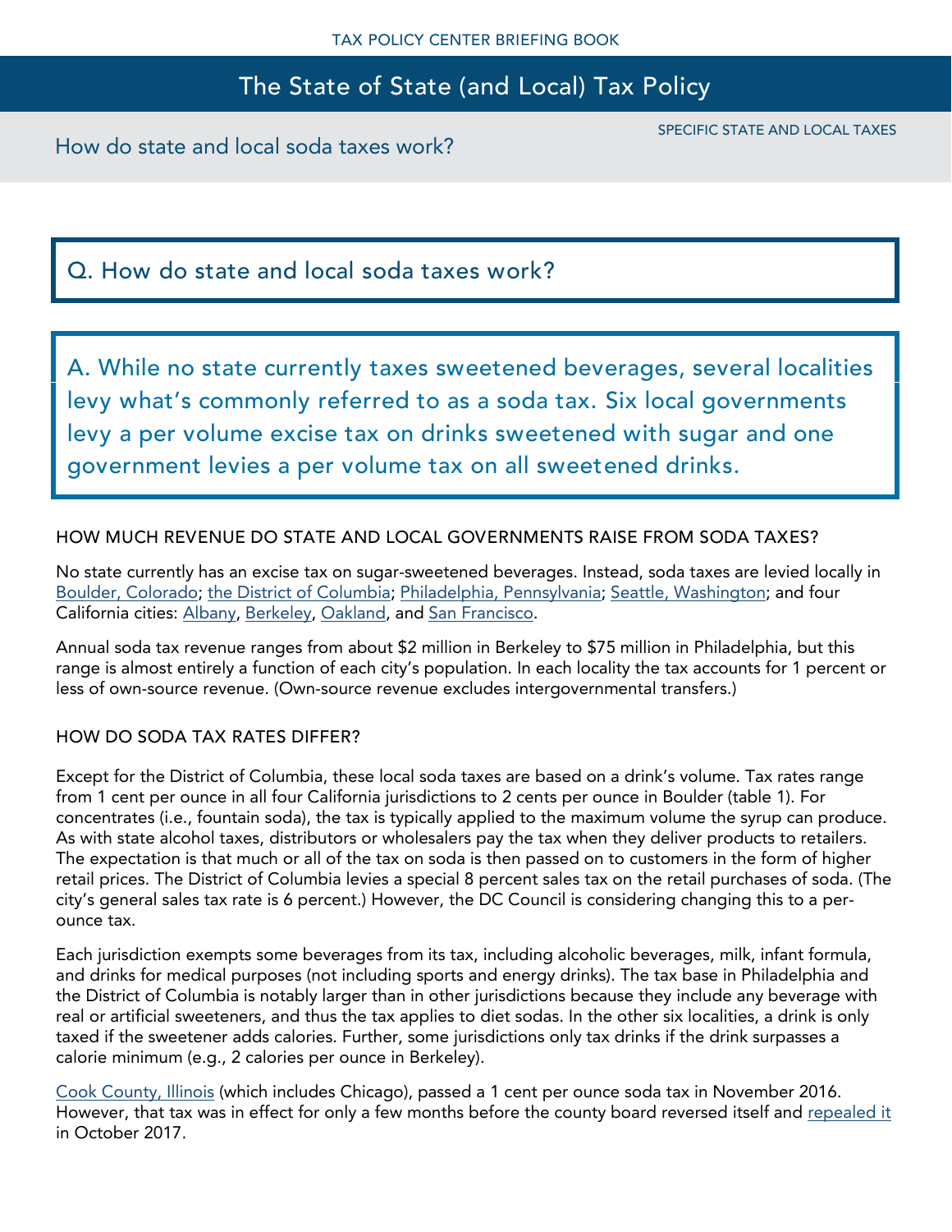# The State of State (and Local) Tax Policy

SPECIFIC STATE AND LOCAL TAXES

How do state and local soda taxes work?

## Q. How do state and local soda taxes work?

**A. While no state currently taxes sweetened beverages, several localities levy what's commonly referred to as a soda tax. Six local governments levy a per volume excise tax on drinks sweetened with sugar and one government levies a per volume tax on all sweetened drinks.**

### HOW MUCH REVENUE DO STATE AND LOCAL GOVERNMENTS RAISE FROM SODA TAXES?

No state currently has an excise tax on sugar-sweetened beverages. Instead, soda taxes are levied locally in Boulder, Colorado; the District of Columbia; Philadelphia, Pennsylvania; Seattle, Washington; and four California cities: Albany, Berkeley, Oakland, and San Francisco.

Annual soda tax revenue ranges from about $2 million in Berkeley to $75 million in Philadelphia, but this range is almost entirely a function of each city's population. In each locality the tax accounts for 1 percent or less of own-source revenue. (Own-source revenue excludes intergovernmental transfers.)

### HOW DO SODA TAX RATES DIFFER?

Except for the District of Columbia, these local soda taxes are based on a drink's volume. Tax rates range from 1 cent per ounce in all four California jurisdictions to 2 cents per ounce in Boulder (table 1). For concentrates (i.e., fountain soda), the tax is typically applied to the maximum volume the syrup can produce. As with state alcohol taxes, distributors or wholesalers pay the tax when they deliver products to retailers. The expectation is that much or all of the tax on soda is then passed on to customers in the form of higher retail prices. The District of Columbia levies a special 8 percent sales tax on the retail purchases of soda. (The city's general sales tax rate is 6 percent.) However, the DC Council is considering changing this to a per-ounce tax.

Each jurisdiction exempts some beverages from its tax, including alcoholic beverages, milk, infant formula, and drinks for medical purposes (not including sports and energy drinks). The tax base in Philadelphia and the District of Columbia is notably larger than in other jurisdictions because they include any beverage with real or artificial sweeteners, and thus the tax applies to diet sodas. In the other six localities, a drink is only taxed if the sweetener adds calories. Further, some jurisdictions only tax drinks if the drink surpasses a calorie minimum (e.g., 2 calories per ounce in Berkeley).

Cook County, Illinois (which includes Chicago), passed a 1 cent per ounce soda tax in November 2016. However, that tax was in effect for only a few months before the county board reversed itself and repealed it in October 2017.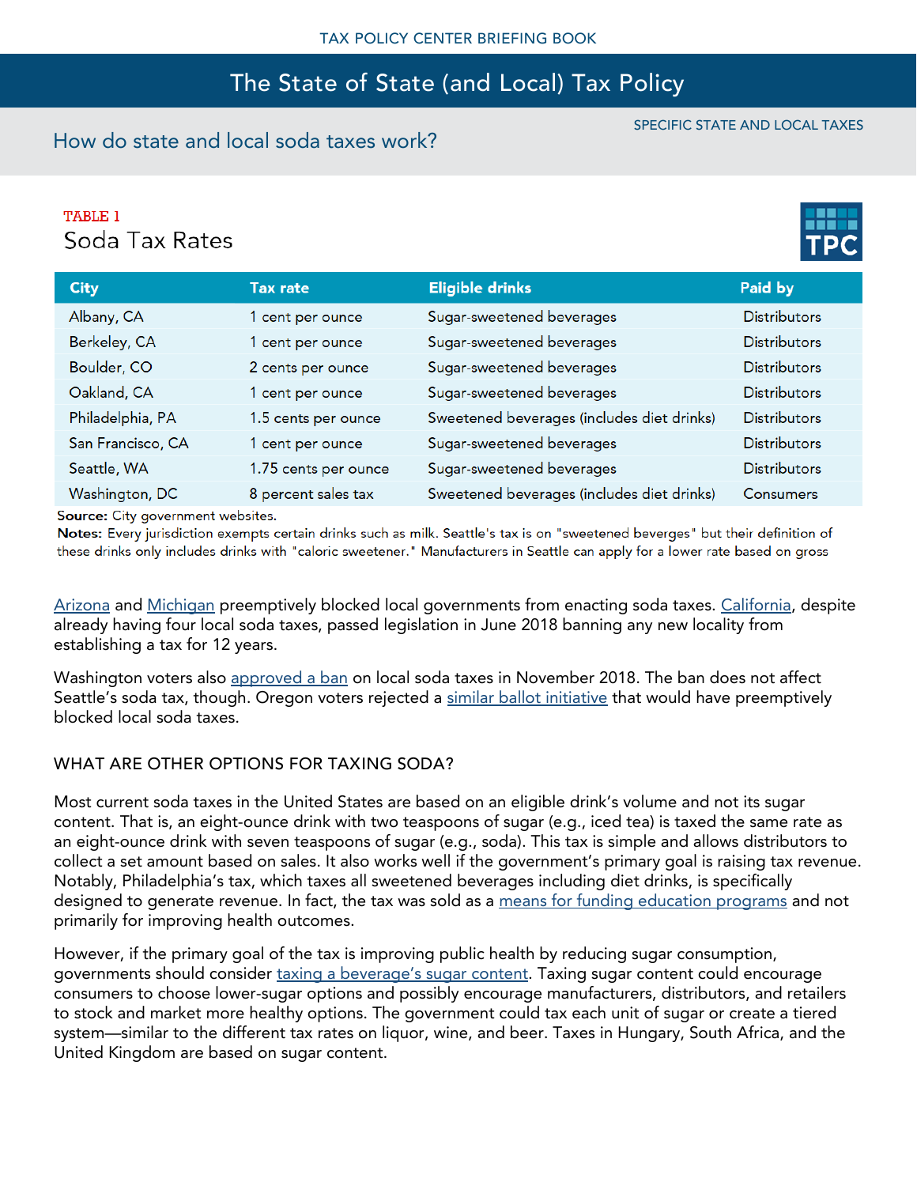TAX POLICY CENTER BRIEFING BOOK

# The State of State (and Local) Tax Policy

SPECIFIC STATE AND LOCAL TAXES

## How do state and local soda taxes work?

TABLE 1

### Soda Tax Rates

| City | Tax rate | Eligible drinks | Paid by |
|---|---|---|---|
| Albany, CA | 1 cent per ounce | Sugar-sweetened beverages | Distributors |
| Berkeley, CA | 1 cent per ounce | Sugar-sweetened beverages | Distributors |
| Boulder, CO | 2 cents per ounce | Sugar-sweetened beverages | Distributors |
| Oakland, CA | 1 cent per ounce | Sugar-sweetened beverages | Distributors |
| Philadelphia, PA | 1.5 cents per ounce | Sweetened beverages (includes diet drinks) | Distributors |
| San Francisco, CA | 1 cent per ounce | Sugar-sweetened beverages | Distributors |
| Seattle, WA | 1.75 cents per ounce | Sugar-sweetened beverages | Distributors |
| Washington, DC | 8 percent sales tax | Sweetened beverages (includes diet drinks) | Consumers |

**Source:** City government websites.
**Notes:** Every jurisdiction exempts certain drinks such as milk. Seattle's tax is on "sweetened beverges" but their definition of these drinks only includes drinks with "caloric sweetener." Manufacturers in Seattle can apply for a lower rate based on gross

Arizona and Michigan preemptively blocked local governments from enacting soda taxes. California, despite already having four local soda taxes, passed legislation in June 2018 banning any new locality from establishing a tax for 12 years.

Washington voters also approved a ban on local soda taxes in November 2018. The ban does not affect Seattle's soda tax, though. Oregon voters rejected a similar ballot initiative that would have preemptively blocked local soda taxes.

### WHAT ARE OTHER OPTIONS FOR TAXING SODA?

Most current soda taxes in the United States are based on an eligible drink's volume and not its sugar content. That is, an eight-ounce drink with two teaspoons of sugar (e.g., iced tea) is taxed the same rate as an eight-ounce drink with seven teaspoons of sugar (e.g., soda). This tax is simple and allows distributors to collect a set amount based on sales. It also works well if the government's primary goal is raising tax revenue. Notably, Philadelphia's tax, which taxes all sweetened beverages including diet drinks, is specifically designed to generate revenue. In fact, the tax was sold as a means for funding education programs and not primarily for improving health outcomes.

However, if the primary goal of the tax is improving public health by reducing sugar consumption, governments should consider taxing a beverage's sugar content. Taxing sugar content could encourage consumers to choose lower-sugar options and possibly encourage manufacturers, distributors, and retailers to stock and market more healthy options. The government could tax each unit of sugar or create a tiered system—similar to the different tax rates on liquor, wine, and beer. Taxes in Hungary, South Africa, and the United Kingdom are based on sugar content.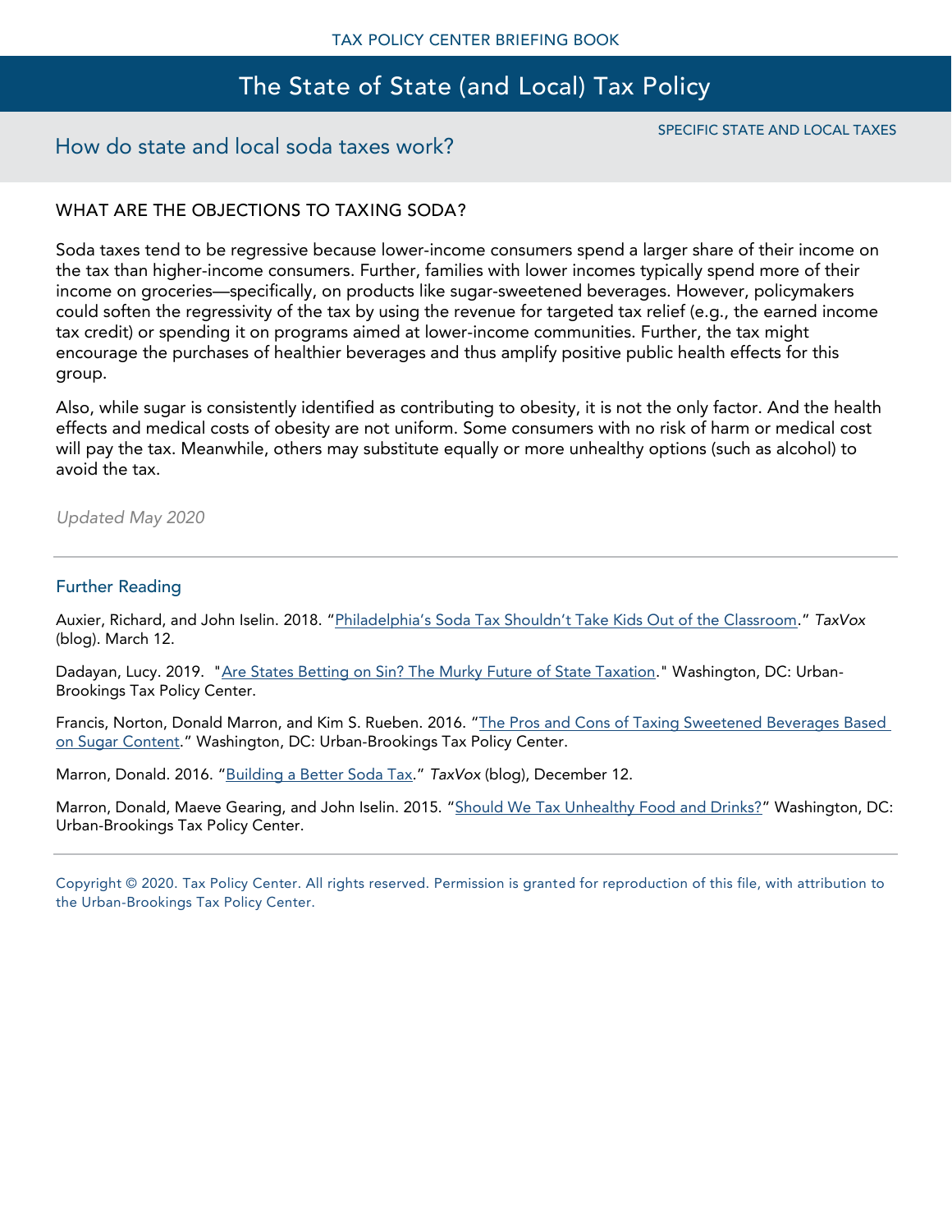## How do state and local soda taxes work?

SPECIFIC STATE AND LOCAL TAXES

### WHAT ARE THE OBJECTIONS TO TAXING SODA?

Soda taxes tend to be regressive because lower-income consumers spend a larger share of their income on the tax than higher-income consumers. Further, families with lower incomes typically spend more of their income on groceries—specifically, on products like sugar-sweetened beverages. However, policymakers could soften the regressivity of the tax by using the revenue for targeted tax relief (e.g., the earned income tax credit) or spending it on programs aimed at lower-income communities. Further, the tax might encourage the purchases of healthier beverages and thus amplify positive public health effects for this group.

Also, while sugar is consistently identified as contributing to obesity, it is not the only factor. And the health effects and medical costs of obesity are not uniform. Some consumers with no risk of harm or medical cost will pay the tax. Meanwhile, others may substitute equally or more unhealthy options (such as alcohol) to avoid the tax.

*Updated May 2020*

---

### Further Reading

Auxier, Richard, and John Iselin. 2018. "Philadelphia's Soda Tax Shouldn't Take Kids Out of the Classroom." *TaxVox* (blog). March 12.

Dadayan, Lucy. 2019. "Are States Betting on Sin? The Murky Future of State Taxation." Washington, DC: Urban-Brookings Tax Policy Center.

Francis, Norton, Donald Marron, and Kim S. Rueben. 2016. "The Pros and Cons of Taxing Sweetened Beverages Based on Sugar Content." Washington, DC: Urban-Brookings Tax Policy Center.

Marron, Donald. 2016. "Building a Better Soda Tax." *TaxVox* (blog), December 12.

Marron, Donald, Maeve Gearing, and John Iselin. 2015. "Should We Tax Unhealthy Food and Drinks?" Washington, DC: Urban-Brookings Tax Policy Center.

---

Copyright © 2020. Tax Policy Center. All rights reserved. Permission is granted for reproduction of this file, with attribution to the Urban-Brookings Tax Policy Center.